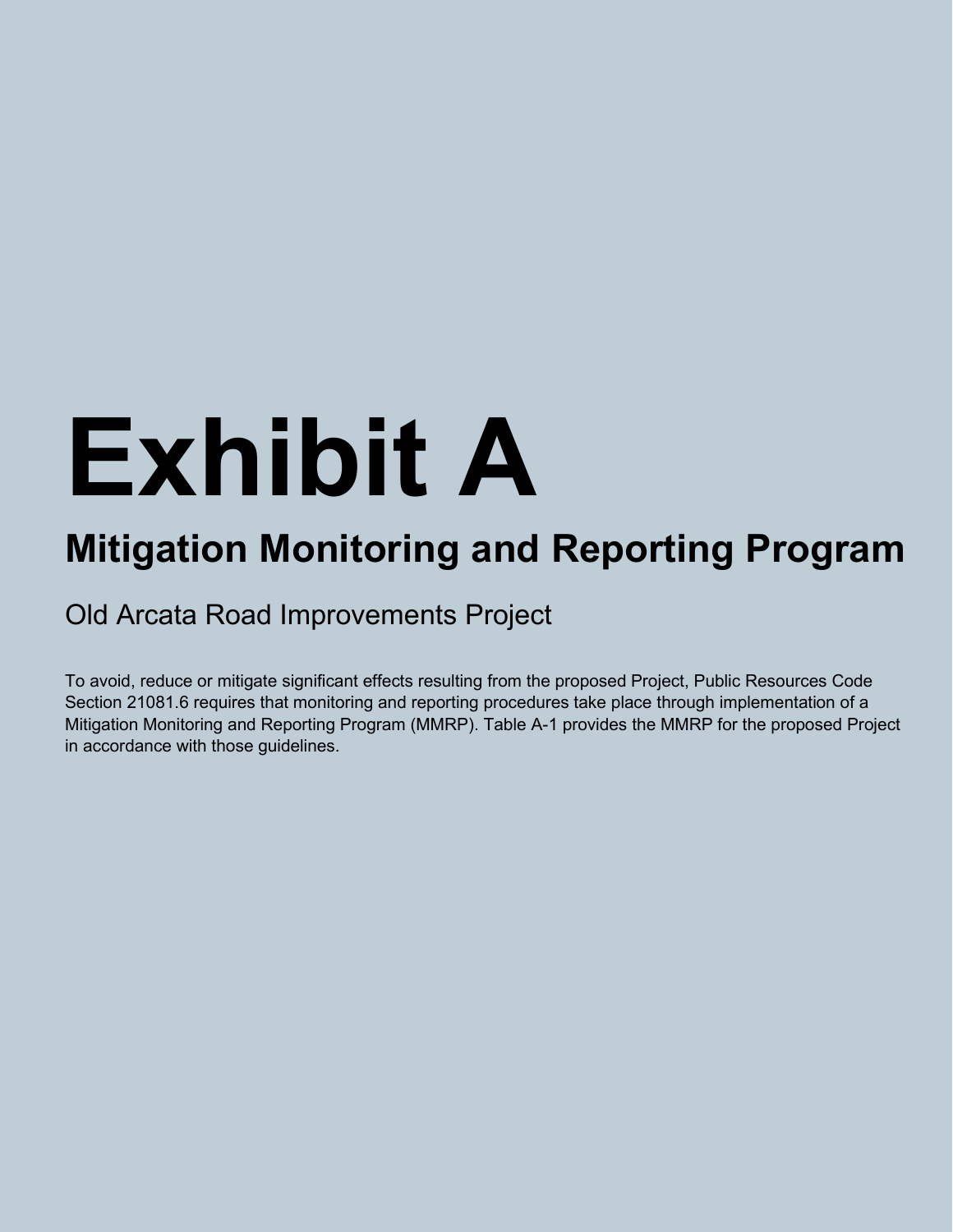# Exhibit A

## Mitigation Monitoring and Reporting Program

Old Arcata Road Improvements Project

To avoid, reduce or mitigate significant effects resulting from the proposed Project, Public Resources Code Section 21081.6 requires that monitoring and reporting procedures take place through implementation of a Mitigation Monitoring and Reporting Program (MMRP). Table A-1 provides the MMRP for the proposed Project in accordance with those guidelines.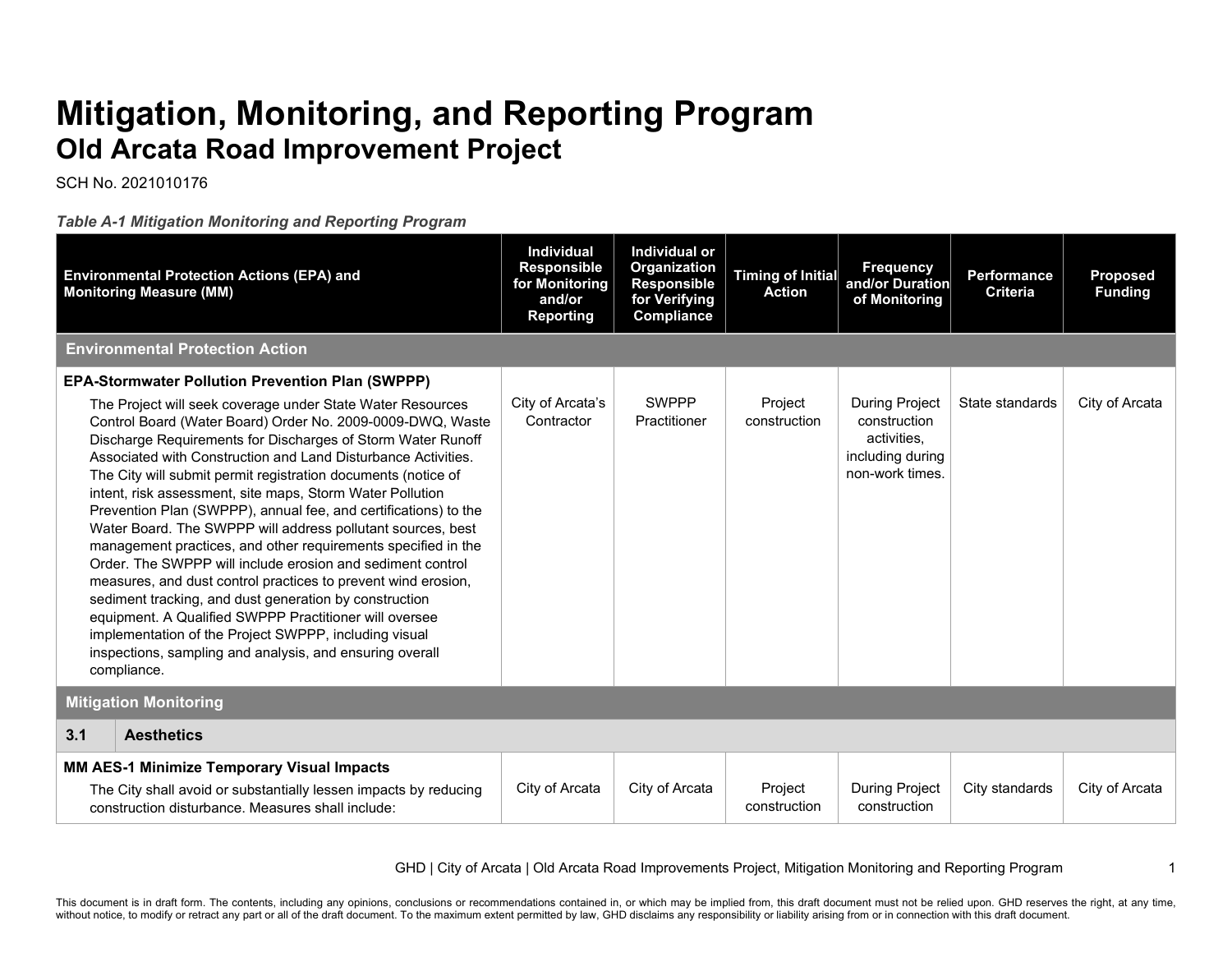# Mitigation, Monitoring, and Reporting Program

## Old Arcata Road Improvement Project

SCH No. 2021010176

*Table A-1 Mitigation Monitoring and Reporting Program*

| Environmental Protection Actions (EPA) and Monitoring Measure (MM) | Individual Responsible for Monitoring and/or Reporting | Individual or Organization Responsible for Verifying Compliance | Timing of Initial Action | Frequency and/or Duration of Monitoring | Performance Criteria | Proposed Funding |
|---|---|---|---|---|---|---|
| **Environmental Protection Action** | | | | | | |
| **EPA-Stormwater Pollution Prevention Plan (SWPPP)**<br>The Project will seek coverage under State Water Resources Control Board (Water Board) Order No. 2009-0009-DWQ, Waste Discharge Requirements for Discharges of Storm Water Runoff Associated with Construction and Land Disturbance Activities. The City will submit permit registration documents (notice of intent, risk assessment, site maps, Storm Water Pollution Prevention Plan (SWPPP), annual fee, and certifications) to the Water Board. The SWPPP will address pollutant sources, best management practices, and other requirements specified in the Order. The SWPPP will include erosion and sediment control measures, and dust control practices to prevent wind erosion, sediment tracking, and dust generation by construction equipment. A Qualified SWPPP Practitioner will oversee implementation of the Project SWPPP, including visual inspections, sampling and analysis, and ensuring overall compliance. | City of Arcata's Contractor | SWPPP Practitioner | Project construction | During Project construction activities, including during non-work times. | State standards | City of Arcata |
| **Mitigation Monitoring** | | | | | | |
| **3.1 Aesthetics** | | | | | | |
| **MM AES-1 Minimize Temporary Visual Impacts**<br>The City shall avoid or substantially lessen impacts by reducing construction disturbance. Measures shall include: | City of Arcata | City of Arcata | Project construction | During Project construction | City standards | City of Arcata |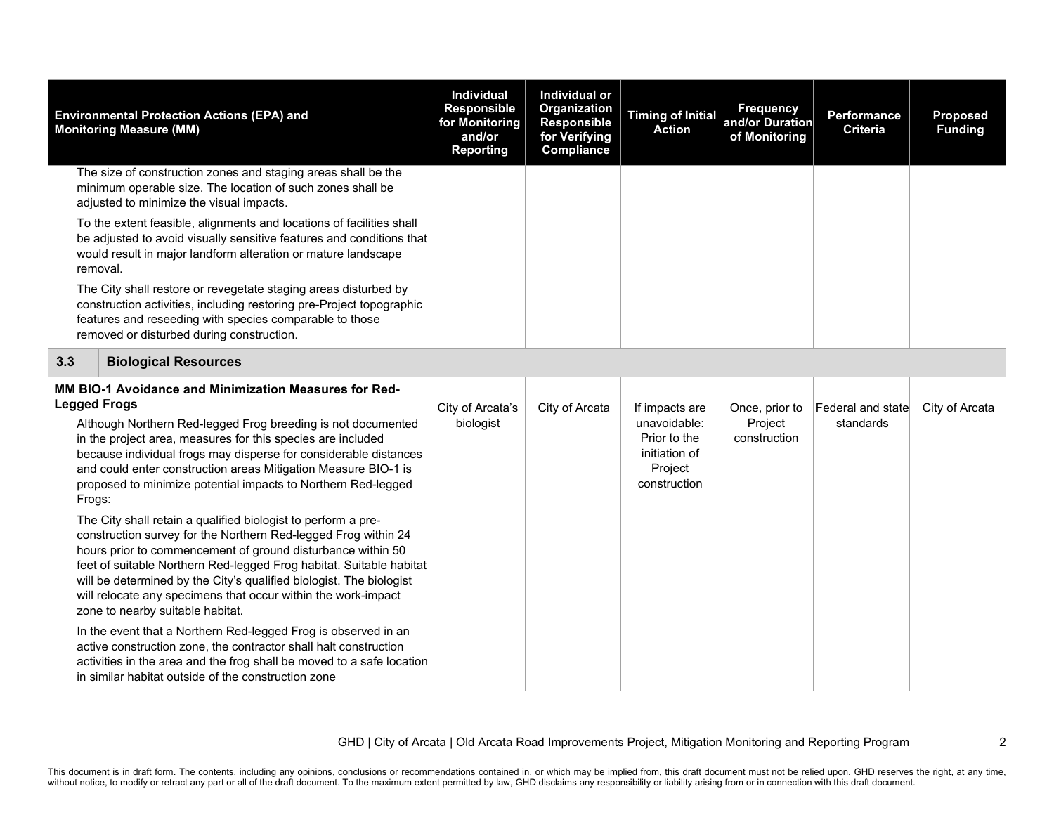| Environmental Protection Actions (EPA) and Monitoring Measure (MM) | Individual Responsible for Monitoring and/or Reporting | Individual or Organization Responsible for Verifying Compliance | Timing of Initial Action | Frequency and/or Duration of Monitoring | Performance Criteria | Proposed Funding |
|---|---|---|---|---|---|---|
| The size of construction zones and staging areas shall be the minimum operable size. The location of such zones shall be adjusted to minimize the visual impacts.<br><br>To the extent feasible, alignments and locations of facilities shall be adjusted to avoid visually sensitive features and conditions that would result in major landform alteration or mature landscape removal.<br><br>The City shall restore or revegetate staging areas disturbed by construction activities, including restoring pre-Project topographic features and reseeding with species comparable to those removed or disturbed during construction. | | | | | | |
| **3.3 Biological Resources** | | | | | | |
| **MM BIO-1 Avoidance and Minimization Measures for Red-Legged Frogs**<br><br>Although Northern Red-legged Frog breeding is not documented in the project area, measures for this species are included because individual frogs may disperse for considerable distances and could enter construction areas Mitigation Measure BIO-1 is proposed to minimize potential impacts to Northern Red-legged Frogs:<br><br>The City shall retain a qualified biologist to perform a pre-construction survey for the Northern Red-legged Frog within 24 hours prior to commencement of ground disturbance within 50 feet of suitable Northern Red-legged Frog habitat. Suitable habitat will be determined by the City's qualified biologist. The biologist will relocate any specimens that occur within the work-impact zone to nearby suitable habitat.<br><br>In the event that a Northern Red-legged Frog is observed in an active construction zone, the contractor shall halt construction activities in the area and the frog shall be moved to a safe location in similar habitat outside of the construction zone | City of Arcata's biologist | City of Arcata | If impacts are unavoidable: Prior to the initiation of Project construction | Once, prior to Project construction | Federal and state standards | City of Arcata |

GHD | City of Arcata | Old Arcata Road Improvements Project, Mitigation Monitoring and Reporting Program

This document is in draft form. The contents, including any opinions, conclusions or recommendations contained in, or which may be implied from, this draft document must not be relied upon. GHD reserves the right, at any time, without notice, to modify or retract any part or all of the draft document. To the maximum extent permitted by law, GHD disclaims any responsibility or liability arising from or in connection with this draft document.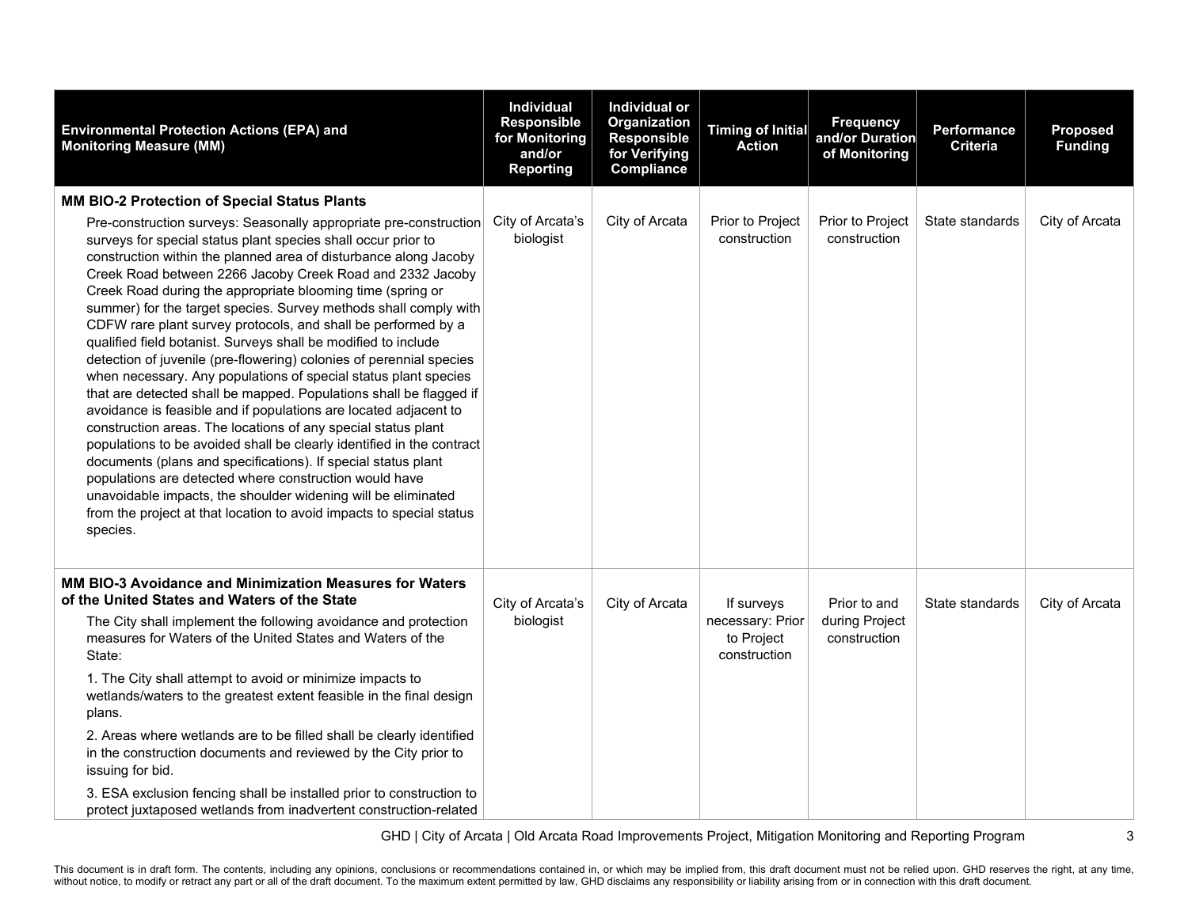| Environmental Protection Actions (EPA) and Monitoring Measure (MM) | Individual Responsible for Monitoring and/or Reporting | Individual or Organization Responsible for Verifying Compliance | Timing of Initial Action | Frequency and/or Duration of Monitoring | Performance Criteria | Proposed Funding |
|---|---|---|---|---|---|---|
| **MM BIO-2 Protection of Special Status Plants**<br>Pre-construction surveys: Seasonally appropriate pre-construction surveys for special status plant species shall occur prior to construction within the planned area of disturbance along Jacoby Creek Road between 2266 Jacoby Creek Road and 2332 Jacoby Creek Road during the appropriate blooming time (spring or summer) for the target species. Survey methods shall comply with CDFW rare plant survey protocols, and shall be performed by a qualified field botanist. Surveys shall be modified to include detection of juvenile (pre-flowering) colonies of perennial species when necessary. Any populations of special status plant species that are detected shall be mapped. Populations shall be flagged if avoidance is feasible and if populations are located adjacent to construction areas. The locations of any special status plant populations to be avoided shall be clearly identified in the contract documents (plans and specifications). If special status plant populations are detected where construction would have unavoidable impacts, the shoulder widening will be eliminated from the project at that location to avoid impacts to special status species. | City of Arcata's biologist | City of Arcata | Prior to Project construction | Prior to Project construction | State standards | City of Arcata |
| **MM BIO-3 Avoidance and Minimization Measures for Waters of the United States and Waters of the State**<br>The City shall implement the following avoidance and protection measures for Waters of the United States and Waters of the State:<br>1. The City shall attempt to avoid or minimize impacts to wetlands/waters to the greatest extent feasible in the final design plans.<br>2. Areas where wetlands are to be filled shall be clearly identified in the construction documents and reviewed by the City prior to issuing for bid.<br>3. ESA exclusion fencing shall be installed prior to construction to protect juxtaposed wetlands from inadvertent construction-related | City of Arcata's biologist | City of Arcata | If surveys necessary: Prior to Project construction | Prior to and during Project construction | State standards | City of Arcata |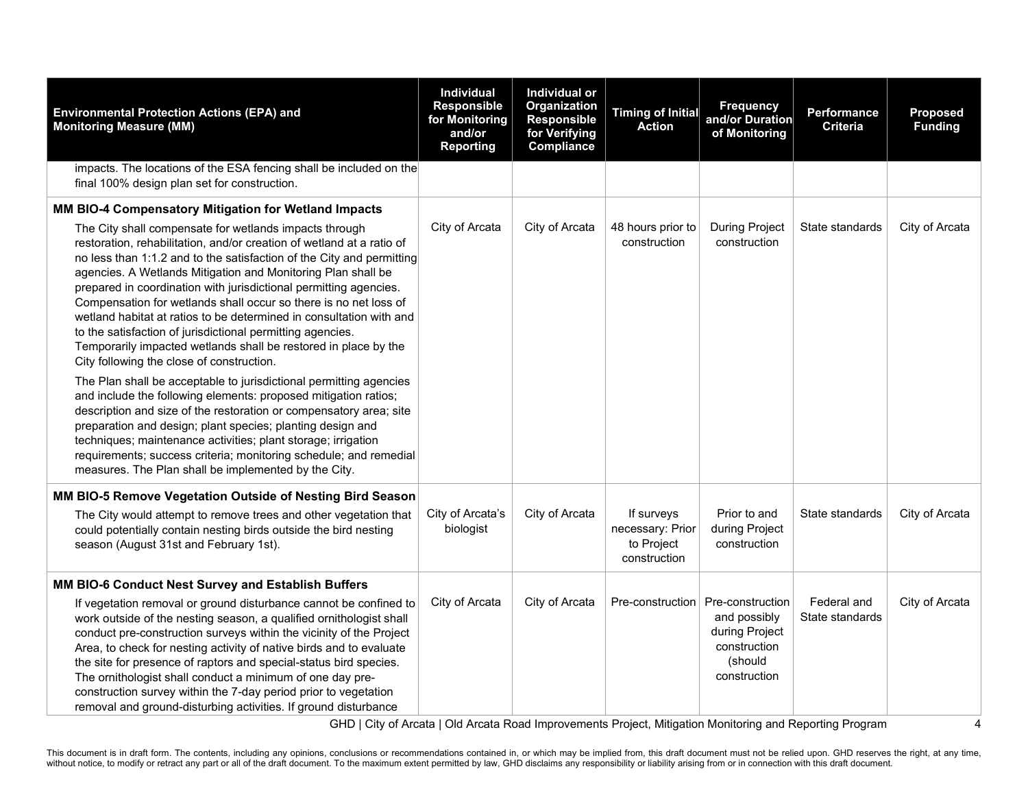| Environmental Protection Actions (EPA) and Monitoring Measure (MM) | Individual Responsible for Monitoring and/or Reporting | Individual or Organization Responsible for Verifying Compliance | Timing of Initial Action | Frequency and/or Duration of Monitoring | Performance Criteria | Proposed Funding |
|---|---|---|---|---|---|---|
| impacts. The locations of the ESA fencing shall be included on the final 100% design plan set for construction. | | | | | | |
| **MM BIO-4 Compensatory Mitigation for Wetland Impacts**<br>The City shall compensate for wetlands impacts through restoration, rehabilitation, and/or creation of wetland at a ratio of no less than 1:1.2 and to the satisfaction of the City and permitting agencies. A Wetlands Mitigation and Monitoring Plan shall be prepared in coordination with jurisdictional permitting agencies. Compensation for wetlands shall occur so there is no net loss of wetland habitat at ratios to be determined in consultation with and to the satisfaction of jurisdictional permitting agencies. Temporarily impacted wetlands shall be restored in place by the City following the close of construction.<br>The Plan shall be acceptable to jurisdictional permitting agencies and include the following elements: proposed mitigation ratios; description and size of the restoration or compensatory area; site preparation and design; plant species; planting design and techniques; maintenance activities; plant storage; irrigation requirements; success criteria; monitoring schedule; and remedial measures. The Plan shall be implemented by the City. | City of Arcata | City of Arcata | 48 hours prior to construction | During Project construction | State standards | City of Arcata |
| **MM BIO-5 Remove Vegetation Outside of Nesting Bird Season**<br>The City would attempt to remove trees and other vegetation that could potentially contain nesting birds outside the bird nesting season (August 31st and February 1st). | City of Arcata's biologist | City of Arcata | If surveys necessary: Prior to Project construction | Prior to and during Project construction | State standards | City of Arcata |
| **MM BIO-6 Conduct Nest Survey and Establish Buffers**<br>If vegetation removal or ground disturbance cannot be confined to work outside of the nesting season, a qualified ornithologist shall conduct pre-construction surveys within the vicinity of the Project Area, to check for nesting activity of native birds and to evaluate the site for presence of raptors and special-status bird species. The ornithologist shall conduct a minimum of one day pre-construction survey within the 7-day period prior to vegetation removal and ground-disturbing activities. If ground disturbance | City of Arcata | City of Arcata | Pre-construction | Pre-construction and possibly during Project construction (should construction | Federal and State standards | City of Arcata |

This document is in draft form. The contents, including any opinions, conclusions or recommendations contained in, or which may be implied from, this draft document must not be relied upon. GHD reserves the right, at any time, without notice, to modify or retract any part or all of the draft document. To the maximum extent permitted by law, GHD disclaims any responsibility or liability arising from or in connection with this draft document.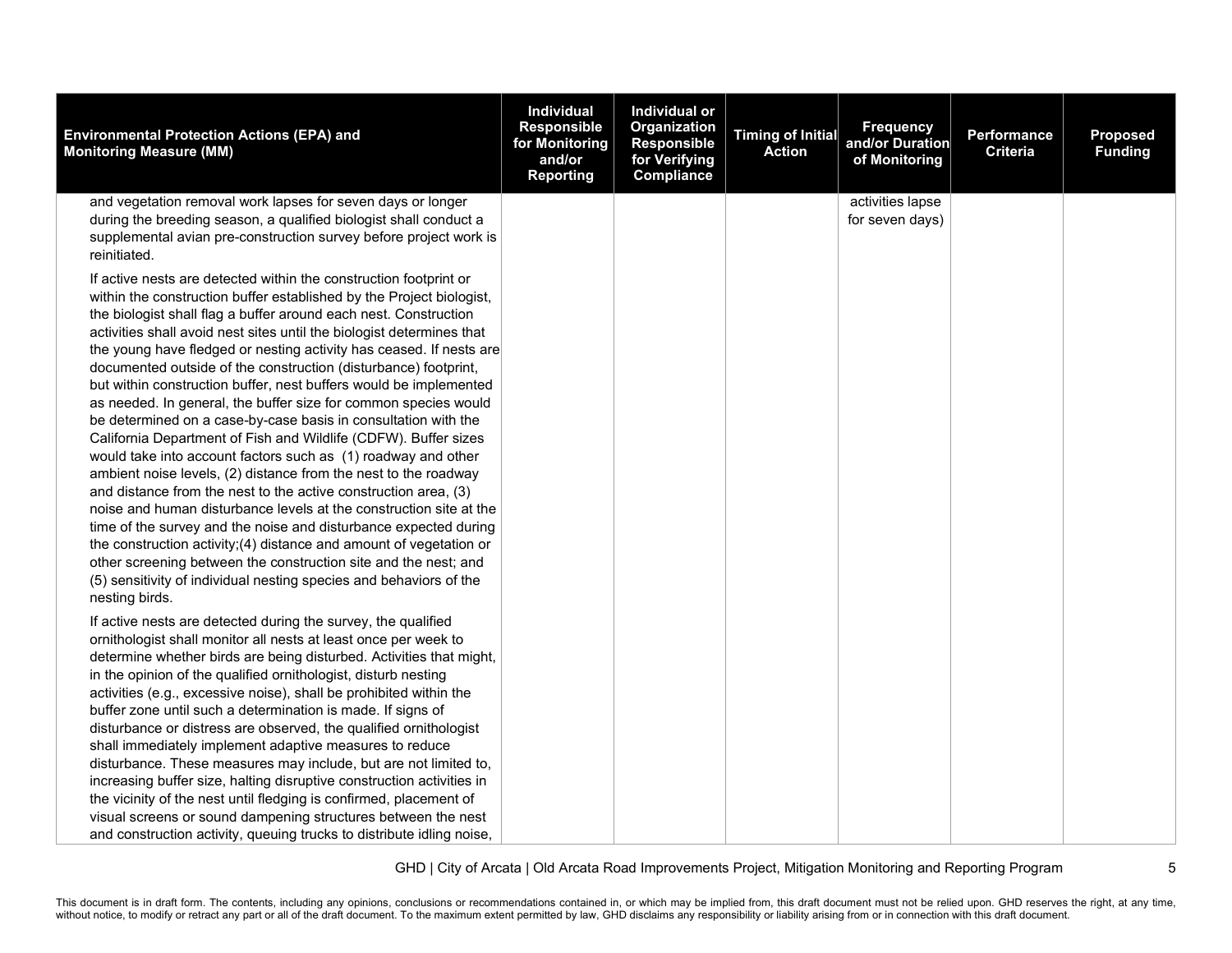| Environmental Protection Actions (EPA) and Monitoring Measure (MM) | Individual Responsible for Monitoring and/or Reporting | Individual or Organization Responsible for Verifying Compliance | Timing of Initial Action | Frequency and/or Duration of Monitoring | Performance Criteria | Proposed Funding |
|---|---|---|---|---|---|---|
| and vegetation removal work lapses for seven days or longer during the breeding season, a qualified biologist shall conduct a supplemental avian pre-construction survey before project work is reinitiated.<br><br>If active nests are detected within the construction footprint or within the construction buffer established by the Project biologist, the biologist shall flag a buffer around each nest. Construction activities shall avoid nest sites until the biologist determines that the young have fledged or nesting activity has ceased. If nests are documented outside of the construction (disturbance) footprint, but within construction buffer, nest buffers would be implemented as needed. In general, the buffer size for common species would be determined on a case-by-case basis in consultation with the California Department of Fish and Wildlife (CDFW). Buffer sizes would take into account factors such as (1) roadway and other ambient noise levels, (2) distance from the nest to the roadway and distance from the nest to the active construction area, (3) noise and human disturbance levels at the construction site at the time of the survey and the noise and disturbance expected during the construction activity;(4) distance and amount of vegetation or other screening between the construction site and the nest; and (5) sensitivity of individual nesting species and behaviors of the nesting birds.<br><br>If active nests are detected during the survey, the qualified ornithologist shall monitor all nests at least once per week to determine whether birds are being disturbed. Activities that might, in the opinion of the qualified ornithologist, disturb nesting activities (e.g., excessive noise), shall be prohibited within the buffer zone until such a determination is made. If signs of disturbance or distress are observed, the qualified ornithologist shall immediately implement adaptive measures to reduce disturbance. These measures may include, but are not limited to, increasing buffer size, halting disruptive construction activities in the vicinity of the nest until fledging is confirmed, placement of visual screens or sound dampening structures between the nest and construction activity, queuing trucks to distribute idling noise, | | | | activities lapse for seven days) | | |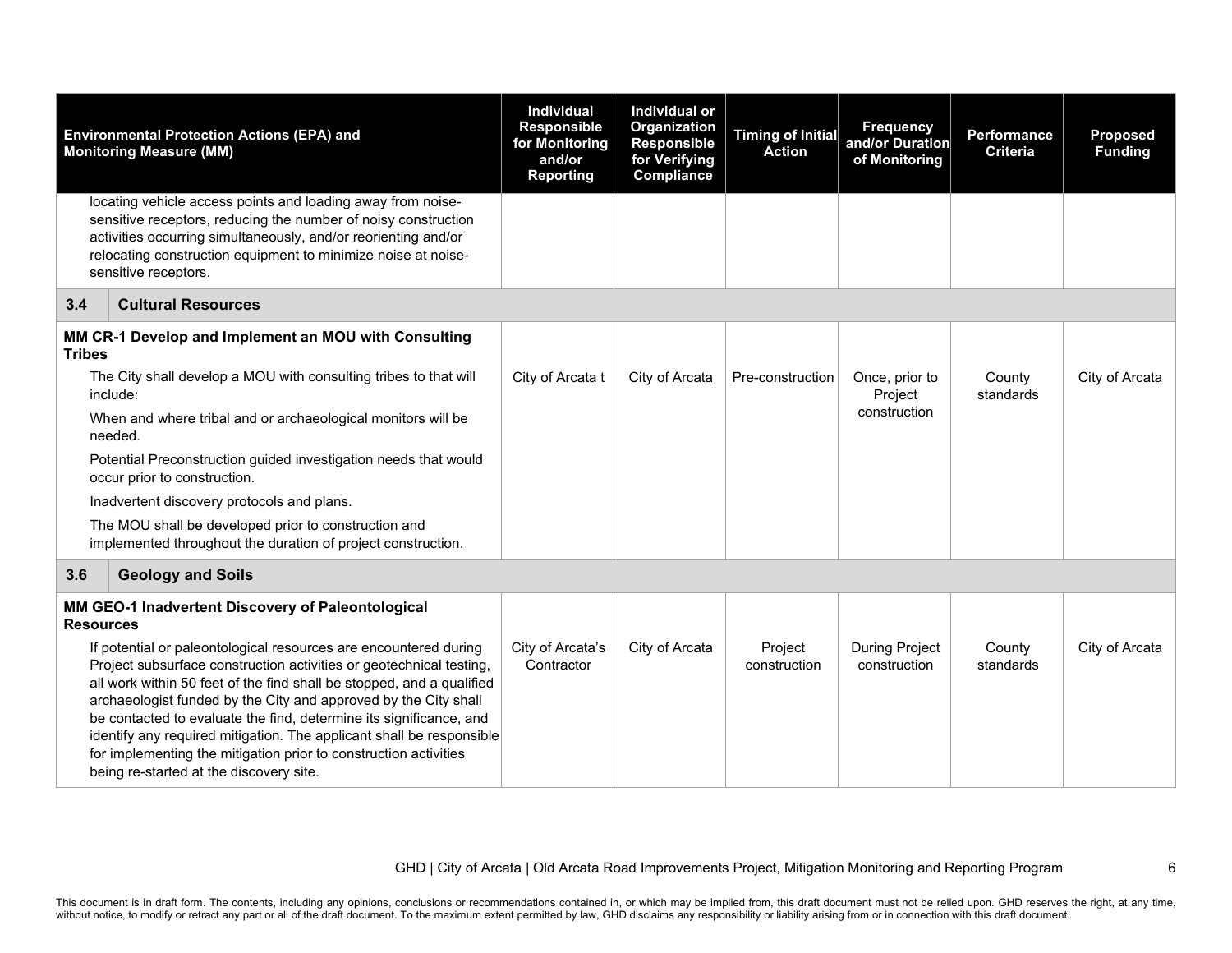| Environmental Protection Actions (EPA) and Monitoring Measure (MM) | Individual Responsible for Monitoring and/or Reporting | Individual or Organization Responsible for Verifying Compliance | Timing of Initial Action | Frequency and/or Duration of Monitoring | Performance Criteria | Proposed Funding |
|---|---|---|---|---|---|---|
| locating vehicle access points and loading away from noise-sensitive receptors, reducing the number of noisy construction activities occurring simultaneously, and/or reorienting and/or relocating construction equipment to minimize noise at noise-sensitive receptors. | | | | | | |
| **3.4 Cultural Resources** | | | | | | |
| **MM CR-1 Develop and Implement an MOU with Consulting Tribes**<br>The City shall develop a MOU with consulting tribes to that will include:<br>When and where tribal and or archaeological monitors will be needed.<br>Potential Preconstruction guided investigation needs that would occur prior to construction.<br>Inadvertent discovery protocols and plans.<br>The MOU shall be developed prior to construction and implemented throughout the duration of project construction. | City of Arcata t | City of Arcata | Pre-construction | Once, prior to Project construction | County standards | City of Arcata |
| **3.6 Geology and Soils** | | | | | | |
| **MM GEO-1 Inadvertent Discovery of Paleontological Resources**<br>If potential or paleontological resources are encountered during Project subsurface construction activities or geotechnical testing, all work within 50 feet of the find shall be stopped, and a qualified archaeologist funded by the City and approved by the City shall be contacted to evaluate the find, determine its significance, and identify any required mitigation. The applicant shall be responsible for implementing the mitigation prior to construction activities being re-started at the discovery site. | City of Arcata's Contractor | City of Arcata | Project construction | During Project construction | County standards | City of Arcata |

This document is in draft form. The contents, including any opinions, conclusions or recommendations contained in, or which may be implied from, this draft document must not be relied upon. GHD reserves the right, at any time, without notice, to modify or retract any part or all of the draft document. To the maximum extent permitted by law, GHD disclaims any responsibility or liability arising from or in connection with this draft document.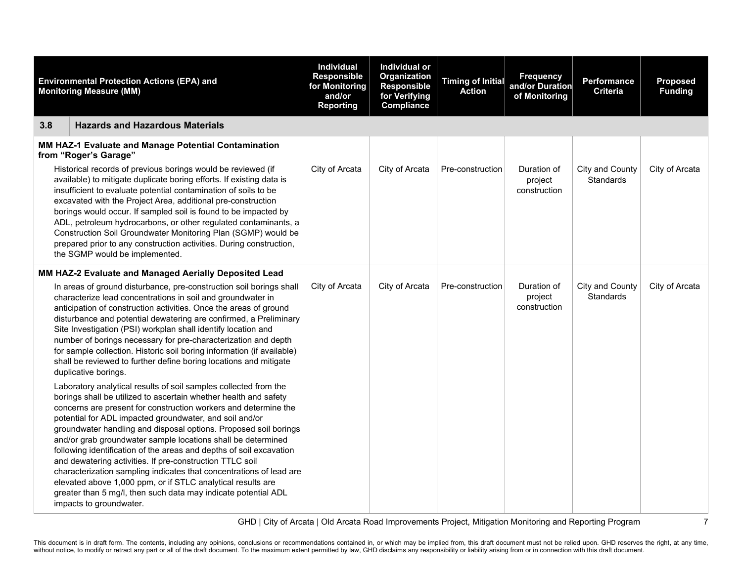| Environmental Protection Actions (EPA) and Monitoring Measure (MM) | Individual Responsible for Monitoring and/or Reporting | Individual or Organization Responsible for Verifying Compliance | Timing of Initial Action | Frequency and/or Duration of Monitoring | Performance Criteria | Proposed Funding |
|---|---|---|---|---|---|---|
| **3.8 Hazards and Hazardous Materials** | | | | | | |
| **MM HAZ-1 Evaluate and Manage Potential Contamination from "Roger's Garage"**<br><br>Historical records of previous borings would be reviewed (if available) to mitigate duplicate boring efforts. If existing data is insufficient to evaluate potential contamination of soils to be excavated with the Project Area, additional pre-construction borings would occur. If sampled soil is found to be impacted by ADL, petroleum hydrocarbons, or other regulated contaminants, a Construction Soil Groundwater Monitoring Plan (SGMP) would be prepared prior to any construction activities. During construction, the SGMP would be implemented. | City of Arcata | City of Arcata | Pre-construction | Duration of project construction | City and County Standards | City of Arcata |
| **MM HAZ-2 Evaluate and Managed Aerially Deposited Lead**<br><br>In areas of ground disturbance, pre-construction soil borings shall characterize lead concentrations in soil and groundwater in anticipation of construction activities. Once the areas of ground disturbance and potential dewatering are confirmed, a Preliminary Site Investigation (PSI) workplan shall identify location and number of borings necessary for pre-characterization and depth for sample collection. Historic soil boring information (if available) shall be reviewed to further define boring locations and mitigate duplicative borings.<br><br>Laboratory analytical results of soil samples collected from the borings shall be utilized to ascertain whether health and safety concerns are present for construction workers and determine the potential for ADL impacted groundwater, and soil and/or groundwater handling and disposal options. Proposed soil borings and/or grab groundwater sample locations shall be determined following identification of the areas and depths of soil excavation and dewatering activities. If pre-construction TTLC soil characterization sampling indicates that concentrations of lead are elevated above 1,000 ppm, or if STLC analytical results are greater than 5 mg/l, then such data may indicate potential ADL impacts to groundwater. | City of Arcata | City of Arcata | Pre-construction | Duration of project construction | City and County Standards | City of Arcata |

This document is in draft form. The contents, including any opinions, conclusions or recommendations contained in, or which may be implied from, this draft document must not be relied upon. GHD reserves the right, at any time, without notice, to modify or retract any part or all of the draft document. To the maximum extent permitted by law, GHD disclaims any responsibility or liability arising from or in connection with this draft document.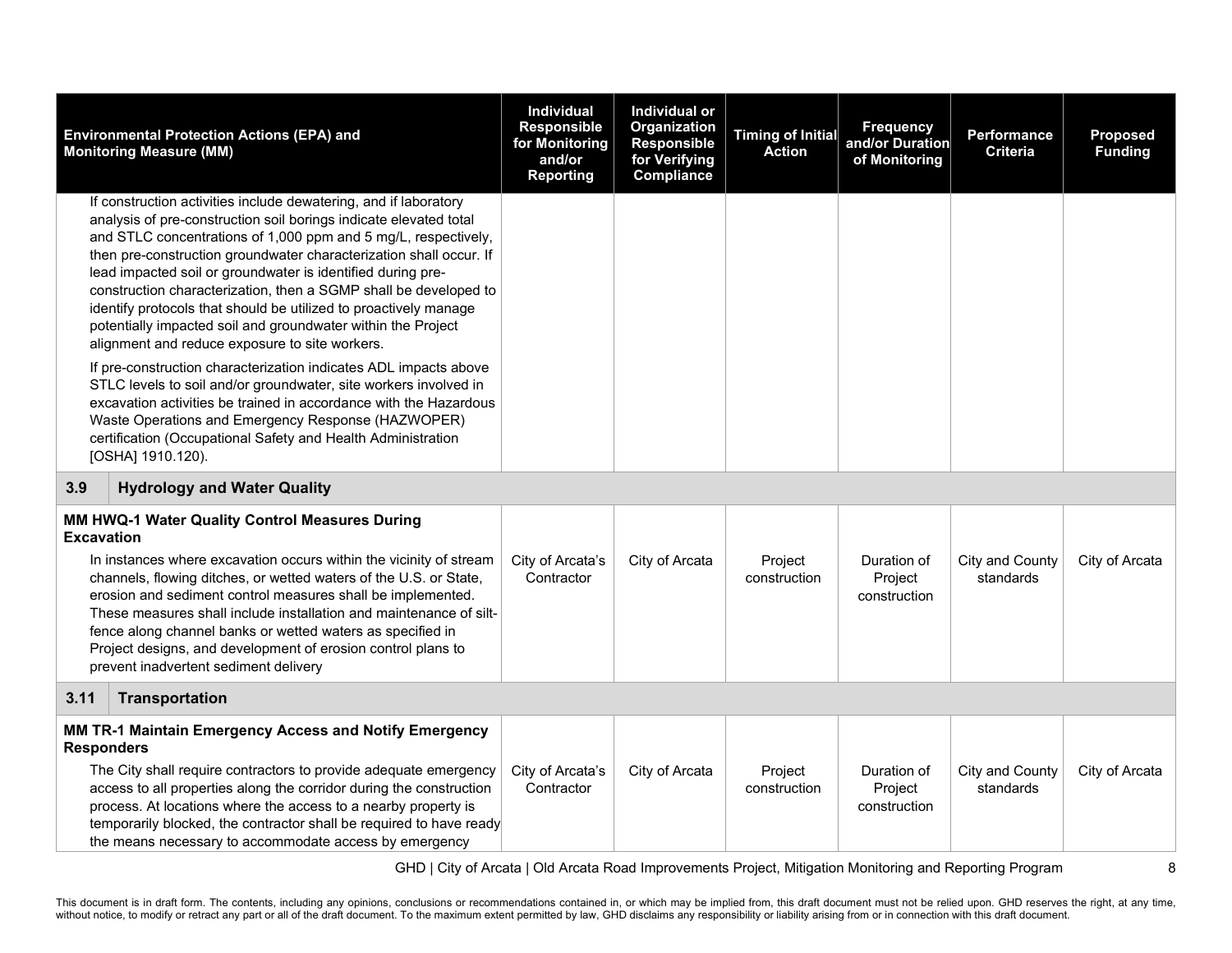| Environmental Protection Actions (EPA) and Monitoring Measure (MM) | | Individual Responsible for Monitoring and/or Reporting | Individual or Organization Responsible for Verifying Compliance | Timing of Initial Action | Frequency and/or Duration of Monitoring | Performance Criteria | Proposed Funding |
|---|---|---|---|---|---|---|---|
| If construction activities include dewatering, and if laboratory analysis of pre-construction soil borings indicate elevated total and STLC concentrations of 1,000 ppm and 5 mg/L, respectively, then pre-construction groundwater characterization shall occur. If lead impacted soil or groundwater is identified during pre-construction characterization, then a SGMP shall be developed to identify protocols that should be utilized to proactively manage potentially impacted soil and groundwater within the Project alignment and reduce exposure to site workers. If pre-construction characterization indicates ADL impacts above STLC levels to soil and/or groundwater, site workers involved in excavation activities be trained in accordance with the Hazardous Waste Operations and Emergency Response (HAZWOPER) certification (Occupational Safety and Health Administration [OSHA] 1910.120). | | | | | | | |
| **3.9** | **Hydrology and Water Quality** | | | | | | |
| **MM HWQ-1 Water Quality Control Measures During Excavation** In instances where excavation occurs within the vicinity of stream channels, flowing ditches, or wetted waters of the U.S. or State, erosion and sediment control measures shall be implemented. These measures shall include installation and maintenance of silt-fence along channel banks or wetted waters as specified in Project designs, and development of erosion control plans to prevent inadvertent sediment delivery | | City of Arcata's Contractor | City of Arcata | Project construction | Duration of Project construction | City and County standards | City of Arcata |
| **3.11** | **Transportation** | | | | | | |
| **MM TR-1 Maintain Emergency Access and Notify Emergency Responders** The City shall require contractors to provide adequate emergency access to all properties along the corridor during the construction process. At locations where the access to a nearby property is temporarily blocked, the contractor shall be required to have ready the means necessary to accommodate access by emergency | | City of Arcata's Contractor | City of Arcata | Project construction | Duration of Project construction | City and County standards | City of Arcata |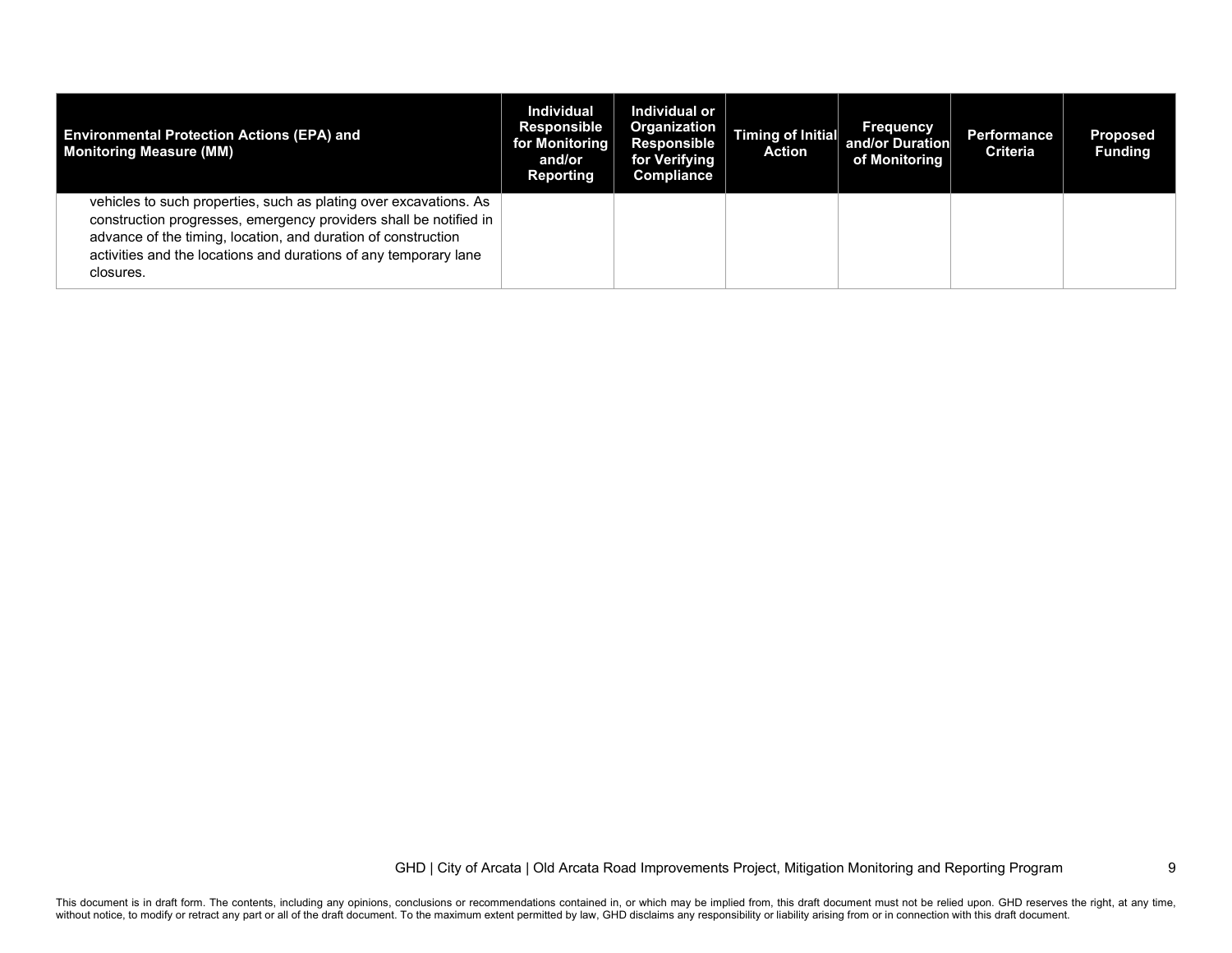| Environmental Protection Actions (EPA) and Monitoring Measure (MM) | Individual Responsible for Monitoring and/or Reporting | Individual or Organization Responsible for Verifying Compliance | Timing of Initial Action | Frequency and/or Duration of Monitoring | Performance Criteria | Proposed Funding |
| --- | --- | --- | --- | --- | --- | --- |
| vehicles to such properties, such as plating over excavations. As construction progresses, emergency providers shall be notified in advance of the timing, location, and duration of construction activities and the locations and durations of any temporary lane closures. | | | | | | |

This document is in draft form. The contents, including any opinions, conclusions or recommendations contained in, or which may be implied from, this draft document must not be relied upon. GHD reserves the right, at any time, without notice, to modify or retract any part or all of the draft document. To the maximum extent permitted by law, GHD disclaims any responsibility or liability arising from or in connection with this draft document.